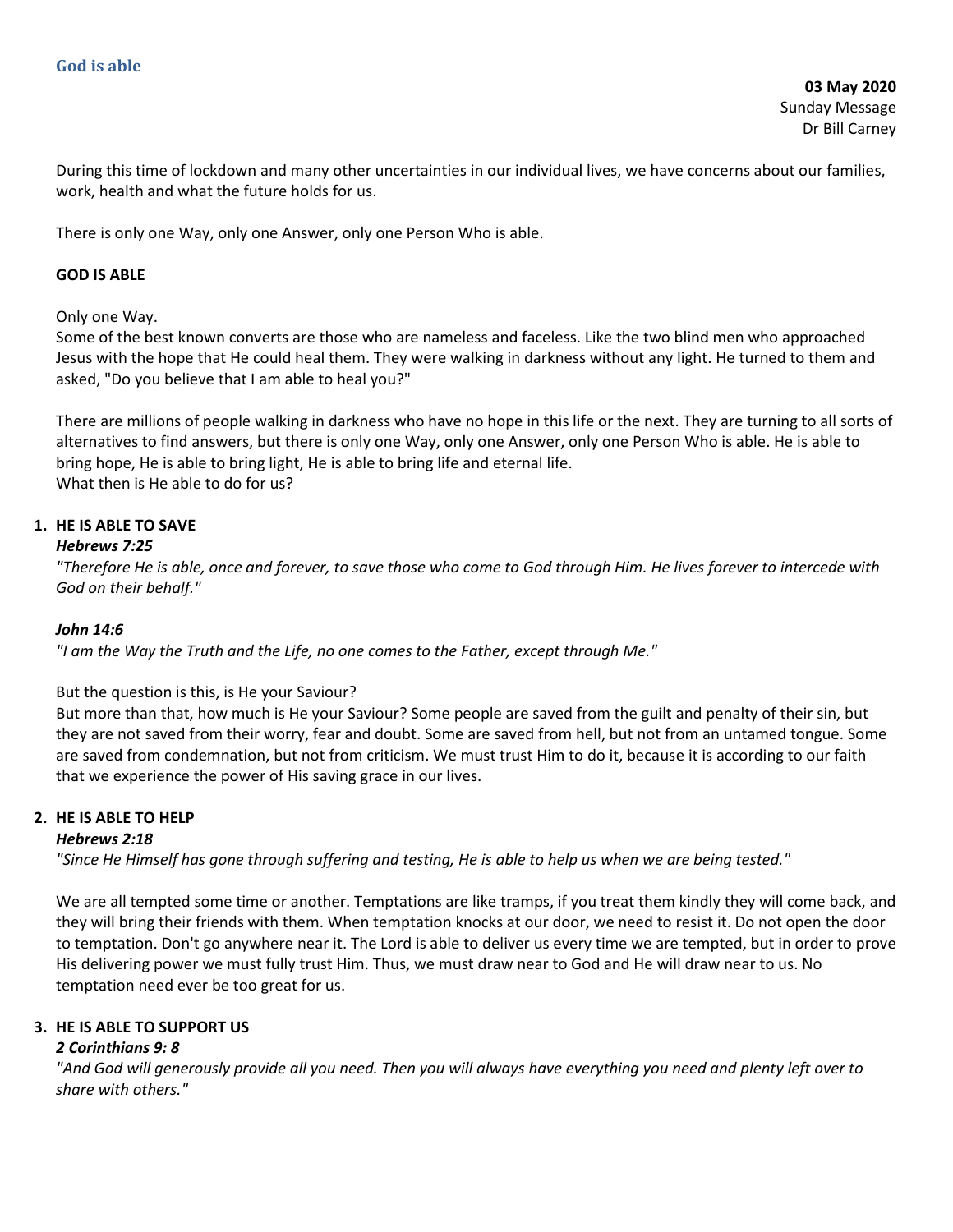# God is able

**03 May 2020**
Sunday Message
Dr Bill Carney

During this time of lockdown and many other uncertainties in our individual lives, we have concerns about our families, work, health and what the future holds for us.

There is only one Way, only one Answer, only one Person Who is able.

**GOD IS ABLE**

Only one Way.
Some of the best known converts are those who are nameless and faceless. Like the two blind men who approached Jesus with the hope that He could heal them. They were walking in darkness without any light. He turned to them and asked, "Do you believe that I am able to heal you?"

There are millions of people walking in darkness who have no hope in this life or the next. They are turning to all sorts of alternatives to find answers, but there is only one Way, only one Answer, only one Person Who is able. He is able to bring hope, He is able to bring light, He is able to bring life and eternal life.
What then is He able to do for us?

1. **HE IS ABLE TO SAVE**

   ***Hebrews 7:25***
   *"Therefore He is able, once and forever, to save those who come to God through Him. He lives forever to intercede with God on their behalf."*

   ***John 14:6***
   *"I am the Way the Truth and the Life, no one comes to the Father, except through Me."*

   But the question is this, is He your Saviour?
   But more than that, how much is He your Saviour? Some people are saved from the guilt and penalty of their sin, but they are not saved from their worry, fear and doubt. Some are saved from hell, but not from an untamed tongue. Some are saved from condemnation, but not from criticism. We must trust Him to do it, because it is according to our faith that we experience the power of His saving grace in our lives.

2. **HE IS ABLE TO HELP**

   ***Hebrews 2:18***
   *"Since He Himself has gone through suffering and testing, He is able to help us when we are being tested."*

   We are all tempted some time or another. Temptations are like tramps, if you treat them kindly they will come back, and they will bring their friends with them. When temptation knocks at our door, we need to resist it. Do not open the door to temptation. Don't go anywhere near it. The Lord is able to deliver us every time we are tempted, but in order to prove His delivering power we must fully trust Him. Thus, we must draw near to God and He will draw near to us. No temptation need ever be too great for us.

3. **HE IS ABLE TO SUPPORT US**

   ***2 Corinthians 9: 8***
   *"And God will generously provide all you need. Then you will always have everything you need and plenty left over to share with others."*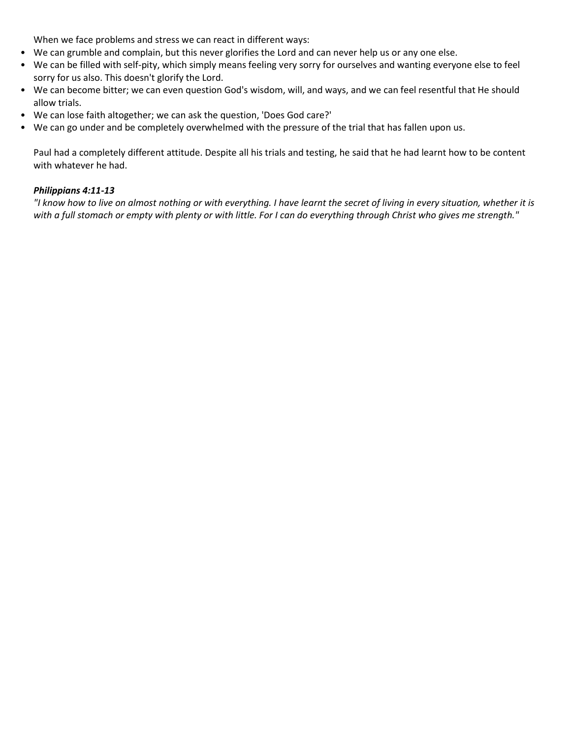When we face problems and stress we can react in different ways:

- We can grumble and complain, but this never glorifies the Lord and can never help us or any one else.
- We can be filled with self-pity, which simply means feeling very sorry for ourselves and wanting everyone else to feel sorry for us also. This doesn't glorify the Lord.
- We can become bitter; we can even question God's wisdom, will, and ways, and we can feel resentful that He should allow trials.
- We can lose faith altogether; we can ask the question, 'Does God care?'
- We can go under and be completely overwhelmed with the pressure of the trial that has fallen upon us.

Paul had a completely different attitude. Despite all his trials and testing, he said that he had learnt how to be content with whatever he had.

***Philippians 4:11-13***

*"I know how to live on almost nothing or with everything. I have learnt the secret of living in every situation, whether it is with a full stomach or empty with plenty or with little. For I can do everything through Christ who gives me strength."*